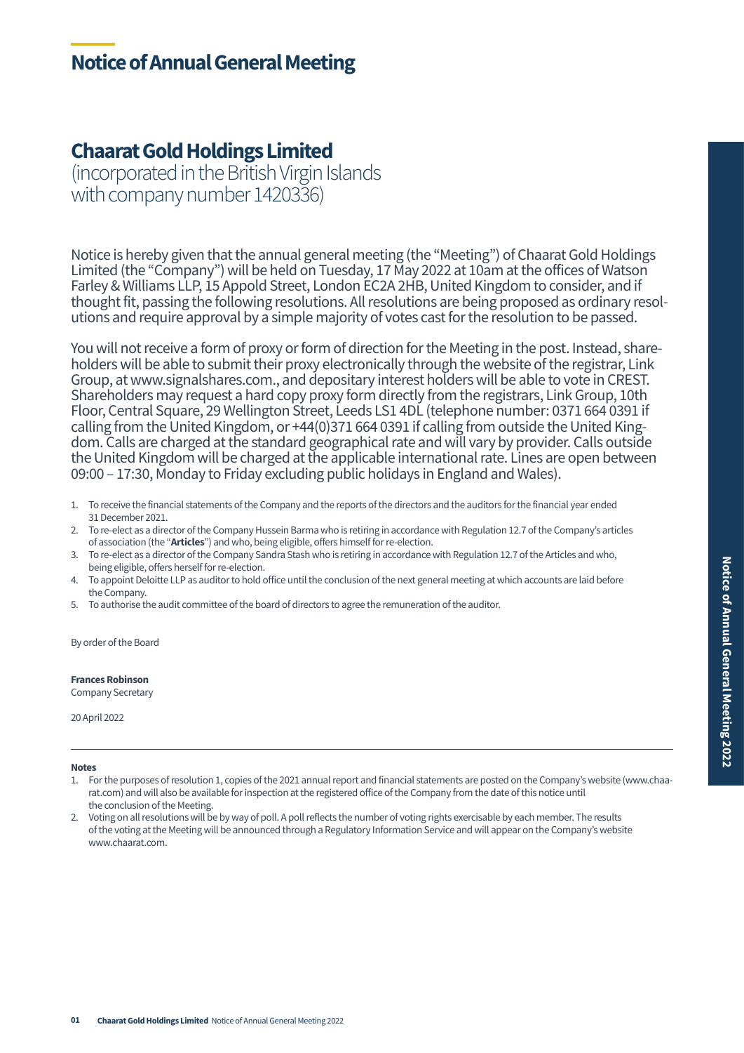# Notice of Annual General Meeting

## Chaarat Gold Holdings Limited

(incorporated in the British Virgin Islands with company number 1420336)

Notice is hereby given that the annual general meeting (the "Meeting") of Chaarat Gold Holdings Limited (the "Company") will be held on Tuesday, 17 May 2022 at 10am at the offices of Watson Farley & Williams LLP, 15 Appold Street, London EC2A 2HB, United Kingdom to consider, and if thought fit, passing the following resolutions. All resolutions are being proposed as ordinary resolutions and require approval by a simple majority of votes cast for the resolution to be passed.

You will not receive a form of proxy or form of direction for the Meeting in the post. Instead, shareholders will be able to submit their proxy electronically through the website of the registrar, Link Group, at www.signalshares.com., and depositary interest holders will be able to vote in CREST. Shareholders may request a hard copy proxy form directly from the registrars, Link Group, 10th Floor, Central Square, 29 Wellington Street, Leeds LS1 4DL (telephone number: 0371 664 0391 if calling from the United Kingdom, or +44(0)371 664 0391 if calling from outside the United Kingdom. Calls are charged at the standard geographical rate and will vary by provider. Calls outside the United Kingdom will be charged at the applicable international rate. Lines are open between 09:00 – 17:30, Monday to Friday excluding public holidays in England and Wales).

1. To receive the financial statements of the Company and the reports of the directors and the auditors for the financial year ended 31 December 2021.
2. To re-elect as a director of the Company Hussein Barma who is retiring in accordance with Regulation 12.7 of the Company's articles of association (the "**Articles**") and who, being eligible, offers himself for re-election.
3. To re-elect as a director of the Company Sandra Stash who is retiring in accordance with Regulation 12.7 of the Articles and who, being eligible, offers herself for re-election.
4. To appoint Deloitte LLP as auditor to hold office until the conclusion of the next general meeting at which accounts are laid before the Company.
5. To authorise the audit committee of the board of directors to agree the remuneration of the auditor.

By order of the Board

**Frances Robinson**
Company Secretary

20 April 2022

---

**Notes**

1. For the purposes of resolution 1, copies of the 2021 annual report and financial statements are posted on the Company's website (www.chaarat.com) and will also be available for inspection at the registered office of the Company from the date of this notice until the conclusion of the Meeting.
2. Voting on all resolutions will be by way of poll. A poll reflects the number of voting rights exercisable by each member. The results of the voting at the Meeting will be announced through a Regulatory Information Service and will appear on the Company's website www.chaarat.com.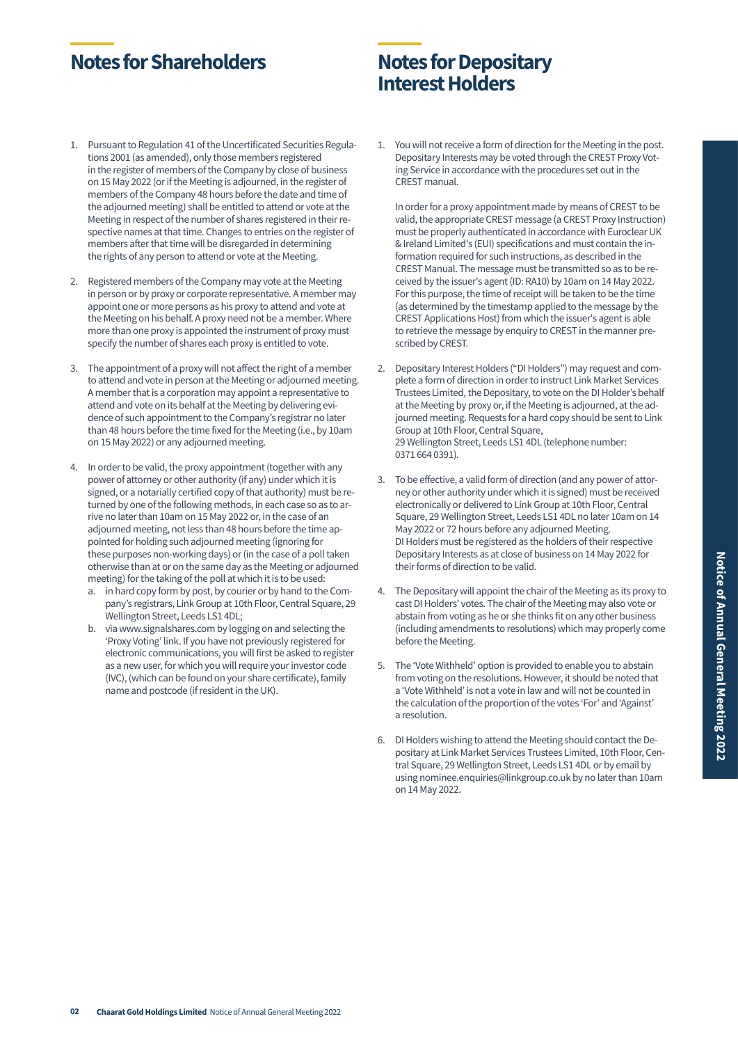## Notes for Shareholders

1. Pursuant to Regulation 41 of the Uncertificated Securities Regulations 2001 (as amended), only those members registered in the register of members of the Company by close of business on 15 May 2022 (or if the Meeting is adjourned, in the register of members of the Company 48 hours before the date and time of the adjourned meeting) shall be entitled to attend or vote at the Meeting in respect of the number of shares registered in their respective names at that time. Changes to entries on the register of members after that time will be disregarded in determining the rights of any person to attend or vote at the Meeting.

2. Registered members of the Company may vote at the Meeting in person or by proxy or corporate representative. A member may appoint one or more persons as his proxy to attend and vote at the Meeting on his behalf. A proxy need not be a member. Where more than one proxy is appointed the instrument of proxy must specify the number of shares each proxy is entitled to vote.

3. The appointment of a proxy will not affect the right of a member to attend and vote in person at the Meeting or adjourned meeting. A member that is a corporation may appoint a representative to attend and vote on its behalf at the Meeting by delivering evidence of such appointment to the Company's registrar no later than 48 hours before the time fixed for the Meeting (i.e., by 10am on 15 May 2022) or any adjourned meeting.

4. In order to be valid, the proxy appointment (together with any power of attorney or other authority (if any) under which it is signed, or a notarially certified copy of that authority) must be returned by one of the following methods, in each case so as to arrive no later than 10am on 15 May 2022 or, in the case of an adjourned meeting, not less than 48 hours before the time appointed for holding such adjourned meeting (ignoring for these purposes non-working days) or (in the case of a poll taken otherwise than at or on the same day as the Meeting or adjourned meeting) for the taking of the poll at which it is to be used:
   a. in hard copy form by post, by courier or by hand to the Company's registrars, Link Group at 10th Floor, Central Square, 29 Wellington Street, Leeds LS1 4DL;
   b. via www.signalshares.com by logging on and selecting the 'Proxy Voting' link. If you have not previously registered for electronic communications, you will first be asked to register as a new user, for which you will require your investor code (IVC), (which can be found on your share certificate), family name and postcode (if resident in the UK).

## Notes for Depositary Interest Holders

1. You will not receive a form of direction for the Meeting in the post. Depositary Interests may be voted through the CREST Proxy Voting Service in accordance with the procedures set out in the CREST manual.

   In order for a proxy appointment made by means of CREST to be valid, the appropriate CREST message (a CREST Proxy Instruction) must be properly authenticated in accordance with Euroclear UK & Ireland Limited's (EUI) specifications and must contain the information required for such instructions, as described in the CREST Manual. The message must be transmitted so as to be received by the issuer's agent (ID: RA10) by 10am on 14 May 2022. For this purpose, the time of receipt will be taken to be the time (as determined by the timestamp applied to the message by the CREST Applications Host) from which the issuer's agent is able to retrieve the message by enquiry to CREST in the manner prescribed by CREST.

2. Depositary Interest Holders ("DI Holders") may request and complete a form of direction in order to instruct Link Market Services Trustees Limited, the Depositary, to vote on the DI Holder's behalf at the Meeting by proxy or, if the Meeting is adjourned, at the adjourned meeting. Requests for a hard copy should be sent to Link Group at 10th Floor, Central Square, 29 Wellington Street, Leeds LS1 4DL (telephone number: 0371 664 0391).

3. To be effective, a valid form of direction (and any power of attorney or other authority under which it is signed) must be received electronically or delivered to Link Group at 10th Floor, Central Square, 29 Wellington Street, Leeds LS1 4DL no later 10am on 14 May 2022 or 72 hours before any adjourned Meeting. DI Holders must be registered as the holders of their respective Depositary Interests as at close of business on 14 May 2022 for their forms of direction to be valid.

4. The Depositary will appoint the chair of the Meeting as its proxy to cast DI Holders' votes. The chair of the Meeting may also vote or abstain from voting as he or she thinks fit on any other business (including amendments to resolutions) which may properly come before the Meeting.

5. The 'Vote Withheld' option is provided to enable you to abstain from voting on the resolutions. However, it should be noted that a 'Vote Withheld' is not a vote in law and will not be counted in the calculation of the proportion of the votes 'For' and 'Against' a resolution.

6. DI Holders wishing to attend the Meeting should contact the Depositary at Link Market Services Trustees Limited, 10th Floor, Central Square, 29 Wellington Street, Leeds LS1 4DL or by email by using nominee.enquiries@linkgroup.co.uk by no later than 10am on 14 May 2022.